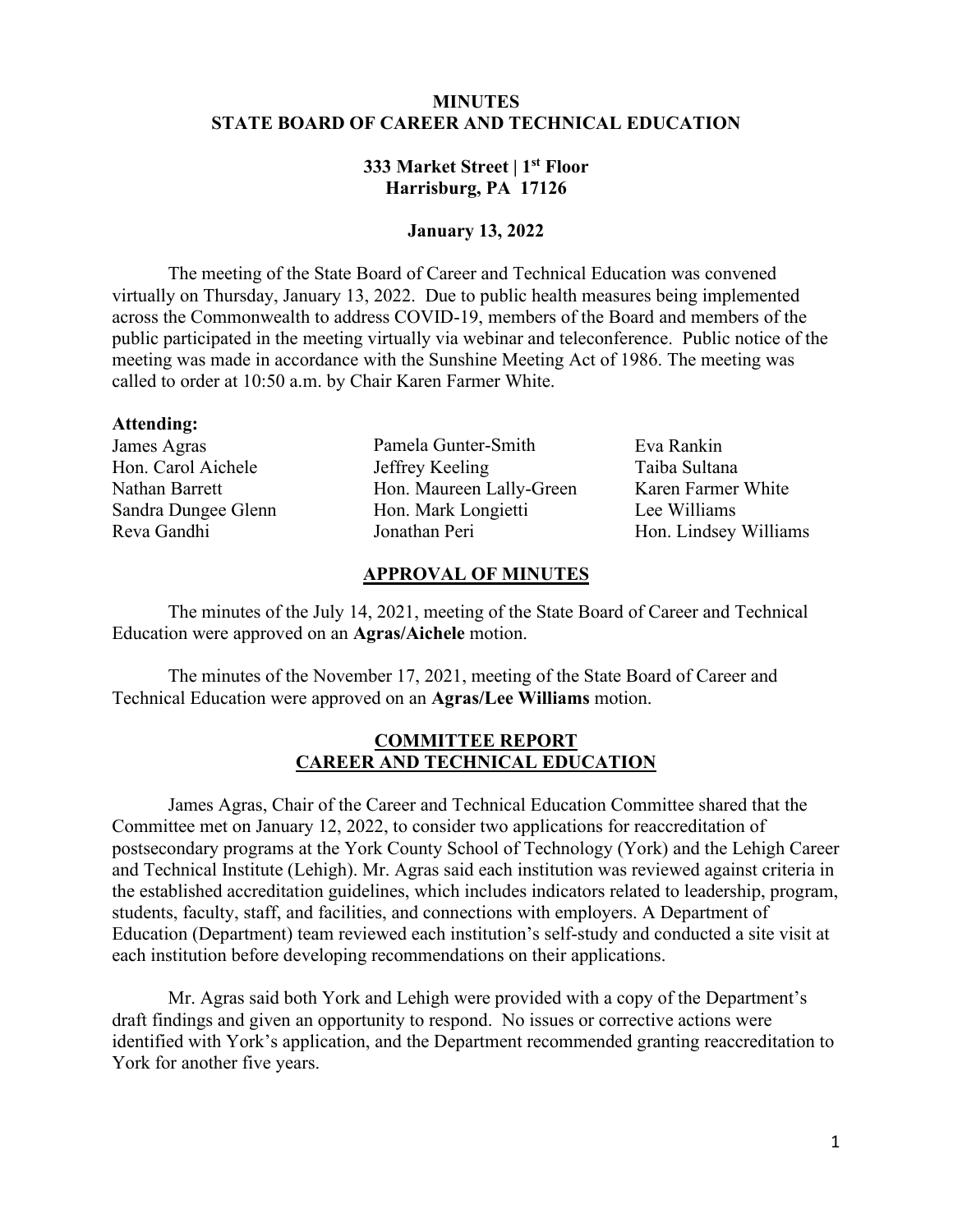# MINUTES
# STATE BOARD OF CAREER AND TECHNICAL EDUCATION

**333 Market Street | 1st Floor**
**Harrisburg, PA 17126**

**January 13, 2022**

The meeting of the State Board of Career and Technical Education was convened virtually on Thursday, January 13, 2022. Due to public health measures being implemented across the Commonwealth to address COVID-19, members of the Board and members of the public participated in the meeting virtually via webinar and teleconference. Public notice of the meeting was made in accordance with the Sunshine Meeting Act of 1986. The meeting was called to order at 10:50 a.m. by Chair Karen Farmer White.

**Attending:**

James Agras
Hon. Carol Aichele
Nathan Barrett
Sandra Dungee Glenn
Reva Gandhi
Pamela Gunter-Smith
Jeffrey Keeling
Hon. Maureen Lally-Green
Hon. Mark Longietti
Jonathan Peri
Eva Rankin
Taiba Sultana
Karen Farmer White
Lee Williams
Hon. Lindsey Williams

## APPROVAL OF MINUTES

The minutes of the July 14, 2021, meeting of the State Board of Career and Technical Education were approved on an **Agras/Aichele** motion.

The minutes of the November 17, 2021, meeting of the State Board of Career and Technical Education were approved on an **Agras/Lee Williams** motion.

## COMMITTEE REPORT
## CAREER AND TECHNICAL EDUCATION

James Agras, Chair of the Career and Technical Education Committee shared that the Committee met on January 12, 2022, to consider two applications for reaccreditation of postsecondary programs at the York County School of Technology (York) and the Lehigh Career and Technical Institute (Lehigh). Mr. Agras said each institution was reviewed against criteria in the established accreditation guidelines, which includes indicators related to leadership, program, students, faculty, staff, and facilities, and connections with employers. A Department of Education (Department) team reviewed each institution's self-study and conducted a site visit at each institution before developing recommendations on their applications.

Mr. Agras said both York and Lehigh were provided with a copy of the Department's draft findings and given an opportunity to respond. No issues or corrective actions were identified with York's application, and the Department recommended granting reaccreditation to York for another five years.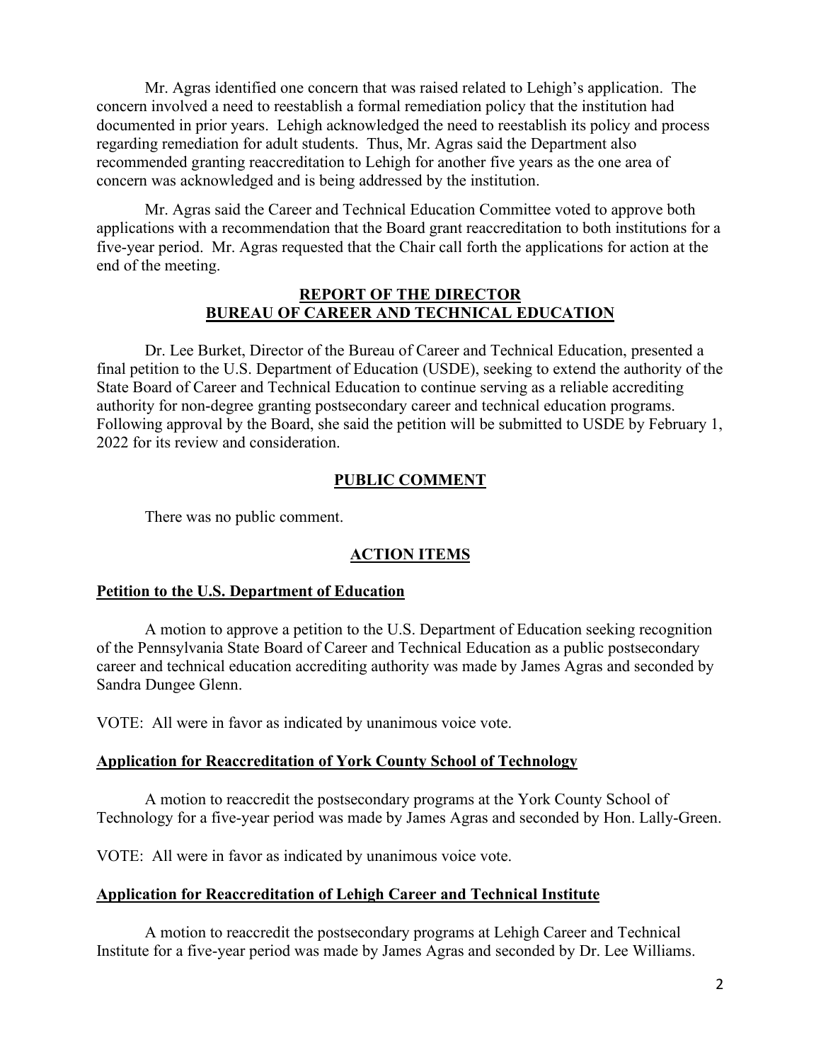Mr. Agras identified one concern that was raised related to Lehigh's application. The concern involved a need to reestablish a formal remediation policy that the institution had documented in prior years. Lehigh acknowledged the need to reestablish its policy and process regarding remediation for adult students. Thus, Mr. Agras said the Department also recommended granting reaccreditation to Lehigh for another five years as the one area of concern was acknowledged and is being addressed by the institution.

Mr. Agras said the Career and Technical Education Committee voted to approve both applications with a recommendation that the Board grant reaccreditation to both institutions for a five-year period. Mr. Agras requested that the Chair call forth the applications for action at the end of the meeting.

## REPORT OF THE DIRECTOR BUREAU OF CAREER AND TECHNICAL EDUCATION

Dr. Lee Burket, Director of the Bureau of Career and Technical Education, presented a final petition to the U.S. Department of Education (USDE), seeking to extend the authority of the State Board of Career and Technical Education to continue serving as a reliable accrediting authority for non-degree granting postsecondary career and technical education programs. Following approval by the Board, she said the petition will be submitted to USDE by February 1, 2022 for its review and consideration.

## PUBLIC COMMENT

There was no public comment.

## ACTION ITEMS

### Petition to the U.S. Department of Education

A motion to approve a petition to the U.S. Department of Education seeking recognition of the Pennsylvania State Board of Career and Technical Education as a public postsecondary career and technical education accrediting authority was made by James Agras and seconded by Sandra Dungee Glenn.

VOTE: All were in favor as indicated by unanimous voice vote.

### Application for Reaccreditation of York County School of Technology

A motion to reaccredit the postsecondary programs at the York County School of Technology for a five-year period was made by James Agras and seconded by Hon. Lally-Green.

VOTE: All were in favor as indicated by unanimous voice vote.

### Application for Reaccreditation of Lehigh Career and Technical Institute

A motion to reaccredit the postsecondary programs at Lehigh Career and Technical Institute for a five-year period was made by James Agras and seconded by Dr. Lee Williams.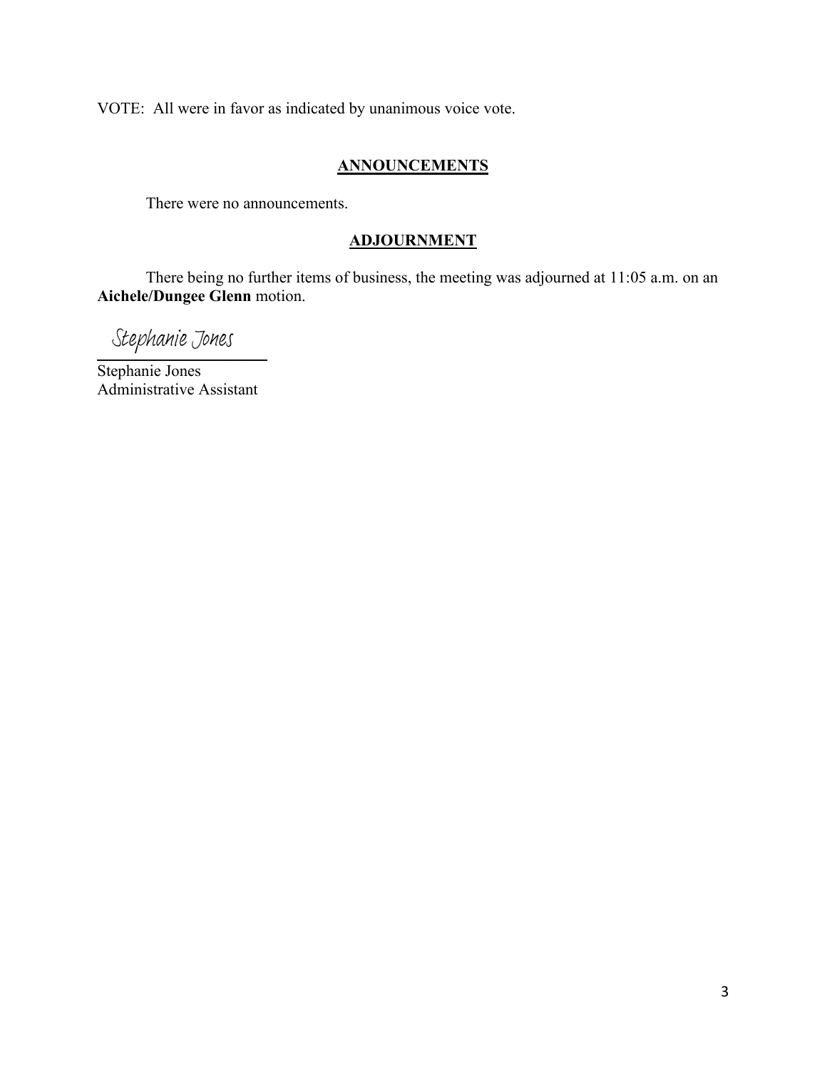VOTE: All were in favor as indicated by unanimous voice vote.

## ANNOUNCEMENTS

There were no announcements.

## ADJOURNMENT

There being no further items of business, the meeting was adjourned at 11:05 a.m. on an **Aichele/Dungee Glenn** motion.

*Stephanie Jones*

Stephanie Jones
Administrative Assistant